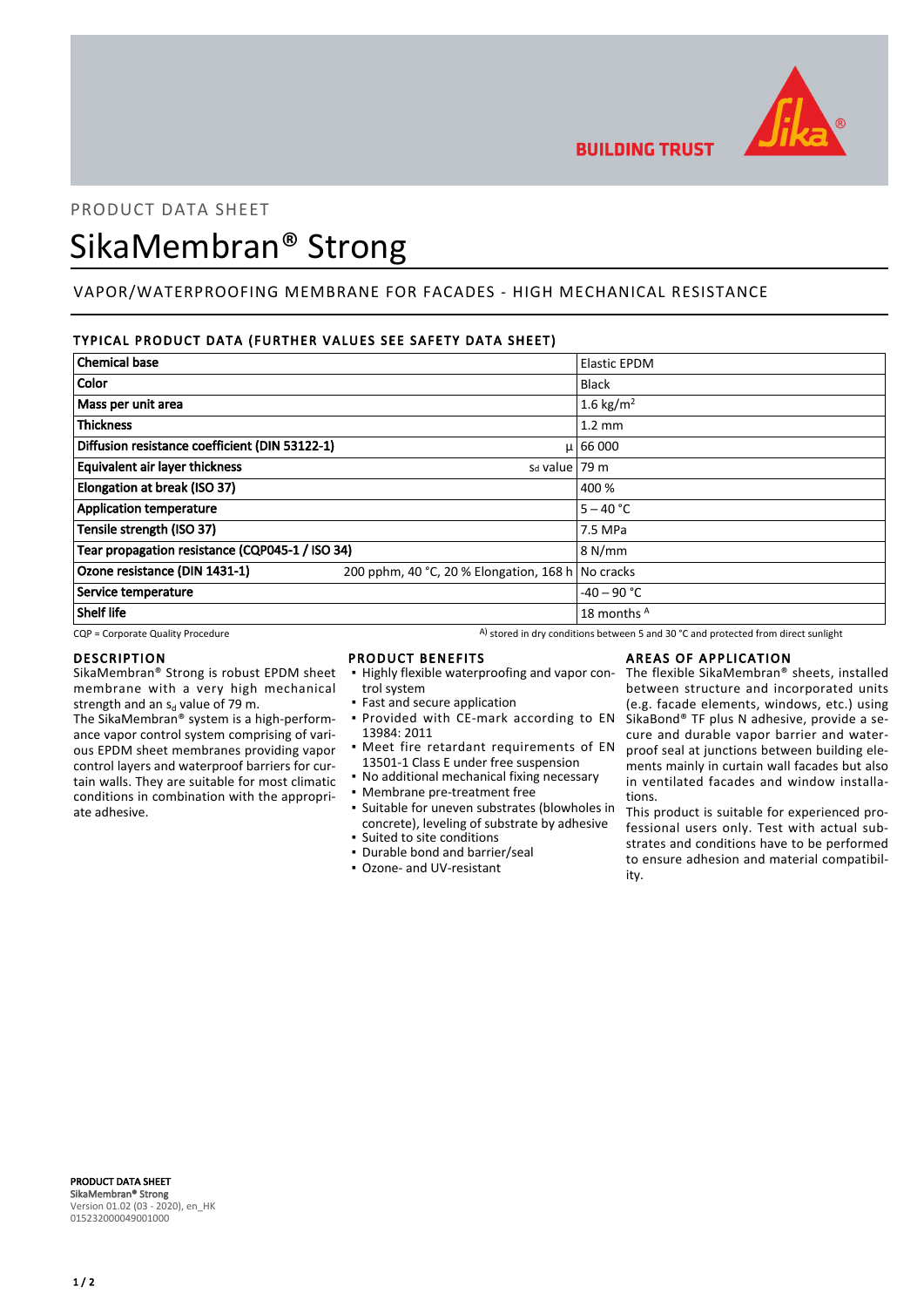PRODUCT DATA SHEET

# SikaMembran® Strong

## VAPOR/WATERPROOFING MEMBRANE FOR FACADES - HIGH MECHANICAL RESISTANCE

### TYPICAL PRODUCT DATA (FURTHER VALUES SEE SAFETY DATA SHEET)

| Property | | Value |
|---|---|---|
| **Chemical base** | | Elastic EPDM |
| **Color** | | Black |
| **Mass per unit area** | | 1.6 kg/m² |
| **Thickness** | | 1.2 mm |
| **Diffusion resistance coefficient (DIN 53122-1)** | μ | 66 000 |
| **Equivalent air layer thickness** | sd value | 79 m |
| **Elongation at break (ISO 37)** | | 400 % |
| **Application temperature** | | 5 – 40 °C |
| **Tensile strength (ISO 37)** | | 7.5 MPa |
| **Tear propagation resistance (CQP045-1 / ISO 34)** | | 8 N/mm |
| **Ozone resistance (DIN 1431-1)** | 200 pphm, 40 °C, 20 % Elongation, 168 h | No cracks |
| **Service temperature** | | -40 – 90 °C |
| **Shelf life** | | 18 months [A] |

CQP = Corporate Quality Procedure

[A] stored in dry conditions between 5 and 30 °C and protected from direct sunlight

### DESCRIPTION

SikaMembran® Strong is robust EPDM sheet membrane with a very high mechanical strength and an $s_d$ value of 79 m.

The SikaMembran® system is a high-performance vapor control system comprising of various EPDM sheet membranes providing vapor control layers and waterproof barriers for curtain walls. They are suitable for most climatic conditions in combination with the appropriate adhesive.

### PRODUCT BENEFITS

- Highly flexible waterproofing and vapor control system
- Fast and secure application
- Provided with CE-mark according to EN 13984: 2011
- Meet fire retardant requirements of EN 13501-1 Class E under free suspension
- No additional mechanical fixing necessary
- Membrane pre-treatment free
- Suitable for uneven substrates (blowholes in concrete), leveling of substrate by adhesive
- Suited to site conditions
- Durable bond and barrier/seal
- Ozone- and UV-resistant

### AREAS OF APPLICATION

The flexible SikaMembran® sheets, installed between structure and incorporated units (e.g. facade elements, windows, etc.) using SikaBond® TF plus N adhesive, provide a secure and durable vapor barrier and waterproof seal at junctions between building elements mainly in curtain wall facades but also in ventilated facades and window installations.

This product is suitable for experienced professional users only. Test with actual substrates and conditions have to be performed to ensure adhesion and material compatibility.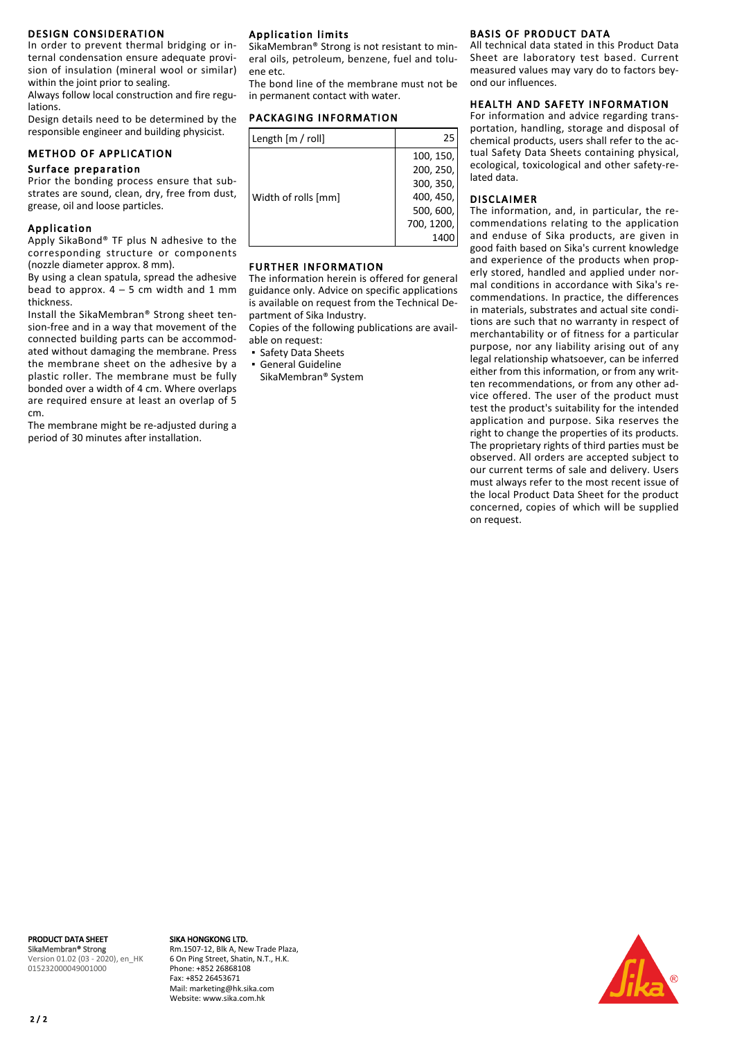## DESIGN CONSIDERATION

In order to prevent thermal bridging or internal condensation ensure adequate provision of insulation (mineral wool or similar) within the joint prior to sealing.

Always follow local construction and fire regulations.

Design details need to be determined by the responsible engineer and building physicist.

## METHOD OF APPLICATION

### Surface preparation

Prior the bonding process ensure that substrates are sound, clean, dry, free from dust, grease, oil and loose particles.

### Application

Apply SikaBond® TF plus N adhesive to the corresponding structure or components (nozzle diameter approx. 8 mm).

By using a clean spatula, spread the adhesive bead to approx. 4 – 5 cm width and 1 mm thickness.

Install the SikaMembran® Strong sheet tension-free and in a way that movement of the connected building parts can be accommodated without damaging the membrane. Press the membrane sheet on the adhesive by a plastic roller. The membrane must be fully bonded over a width of 4 cm. Where overlaps are required ensure at least an overlap of 5 cm.

The membrane might be re-adjusted during a period of 30 minutes after installation.

### Application limits

SikaMembran® Strong is not resistant to mineral oils, petroleum, benzene, fuel and toluene etc.

The bond line of the membrane must not be in permanent contact with water.

## PACKAGING INFORMATION

| | |
|---|---|
| Length [m / roll] | 25 |
| Width of rolls [mm] | 100, 150, 200, 250, 300, 350, 400, 450, 500, 600, 700, 1200, 1400 |

## FURTHER INFORMATION

The information herein is offered for general guidance only. Advice on specific applications is available on request from the Technical Department of Sika Industry.

Copies of the following publications are available on request:

- Safety Data Sheets
- General Guideline SikaMembran® System

## BASIS OF PRODUCT DATA

All technical data stated in this Product Data Sheet are laboratory test based. Current measured values may vary do to factors beyond our influences.

## HEALTH AND SAFETY INFORMATION

For information and advice regarding transportation, handling, storage and disposal of chemical products, users shall refer to the actual Safety Data Sheets containing physical, ecological, toxicological and other safety-related data.

## DISCLAIMER

The information, and, in particular, the recommendations relating to the application and enduse of Sika products, are given in good faith based on Sika's current knowledge and experience of the products when properly stored, handled and applied under normal conditions in accordance with Sika's recommendations. In practice, the differences in materials, substrates and actual site conditions are such that no warranty in respect of merchantability or of fitness for a particular purpose, nor any liability arising out of any legal relationship whatsoever, can be inferred either from this information, or from any written recommendations, or from any other advice offered. The user of the product must test the product's suitability for the intended application and purpose. Sika reserves the right to change the properties of its products. The proprietary rights of third parties must be observed. All orders are accepted subject to our current terms of sale and delivery. Users must always refer to the most recent issue of the local Product Data Sheet for the product concerned, copies of which will be supplied on request.

**PRODUCT DATA SHEET**
**SikaMembran® Strong**
Version 01.02 (03 - 2020), en_HK
015232000049001000

**SIKA HONGKONG LTD.**
Rm.1507-12, Blk A, New Trade Plaza,
6 On Ping Street, Shatin, N.T., H.K.
Phone: +852 26868108
Fax: +852 26453671
Mail: marketing@hk.sika.com
Website: www.sika.com.hk